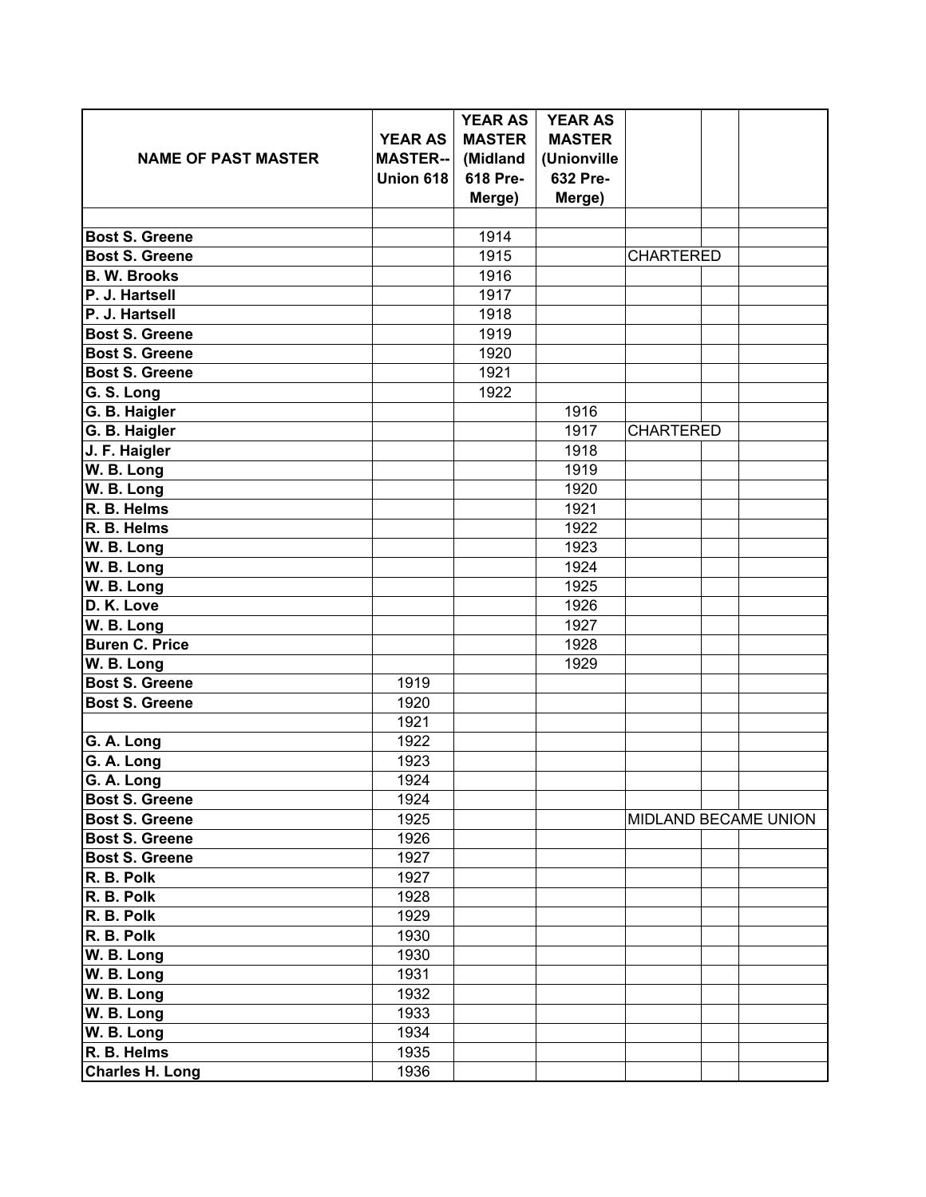| NAME OF PAST MASTER | YEAR AS MASTER-- Union 618 | YEAR AS MASTER (Midland 618 Pre-Merge) | YEAR AS MASTER (Unionville 632 Pre-Merge) | | | |
|---|---|---|---|---|---|---|
| | | | | | | |
| **Bost S. Greene** | | 1914 | | | | |
| **Bost S. Greene** | | 1915 | | CHARTERED | | |
| **B. W. Brooks** | | 1916 | | | | |
| **P. J. Hartsell** | | 1917 | | | | |
| **P. J. Hartsell** | | 1918 | | | | |
| **Bost S. Greene** | | 1919 | | | | |
| **Bost S. Greene** | | 1920 | | | | |
| **Bost S. Greene** | | 1921 | | | | |
| **G. S. Long** | | 1922 | | | | |
| **G. B. Haigler** | | | 1916 | | | |
| **G. B. Haigler** | | | 1917 | CHARTERED | | |
| **J. F. Haigler** | | | 1918 | | | |
| **W. B. Long** | | | 1919 | | | |
| **W. B. Long** | | | 1920 | | | |
| **R. B. Helms** | | | 1921 | | | |
| **R. B. Helms** | | | 1922 | | | |
| **W. B. Long** | | | 1923 | | | |
| **W. B. Long** | | | 1924 | | | |
| **W. B. Long** | | | 1925 | | | |
| **D. K. Love** | | | 1926 | | | |
| **W. B. Long** | | | 1927 | | | |
| **Buren C. Price** | | | 1928 | | | |
| **W. B. Long** | | | 1929 | | | |
| **Bost S. Greene** | 1919 | | | | | |
| **Bost S. Greene** | 1920 | | | | | |
| | 1921 | | | | | |
| **G. A. Long** | 1922 | | | | | |
| **G. A. Long** | 1923 | | | | | |
| **G. A. Long** | 1924 | | | | | |
| **Bost S. Greene** | 1924 | | | | | |
| **Bost S. Greene** | 1925 | | | MIDLAND BECAME UNION | | |
| **Bost S. Greene** | 1926 | | | | | |
| **Bost S. Greene** | 1927 | | | | | |
| **R. B. Polk** | 1927 | | | | | |
| **R. B. Polk** | 1928 | | | | | |
| **R. B. Polk** | 1929 | | | | | |
| **R. B. Polk** | 1930 | | | | | |
| **W. B. Long** | 1930 | | | | | |
| **W. B. Long** | 1931 | | | | | |
| **W. B. Long** | 1932 | | | | | |
| **W. B. Long** | 1933 | | | | | |
| **W. B. Long** | 1934 | | | | | |
| **R. B. Helms** | 1935 | | | | | |
| **Charles H. Long** | 1936 | | | | | |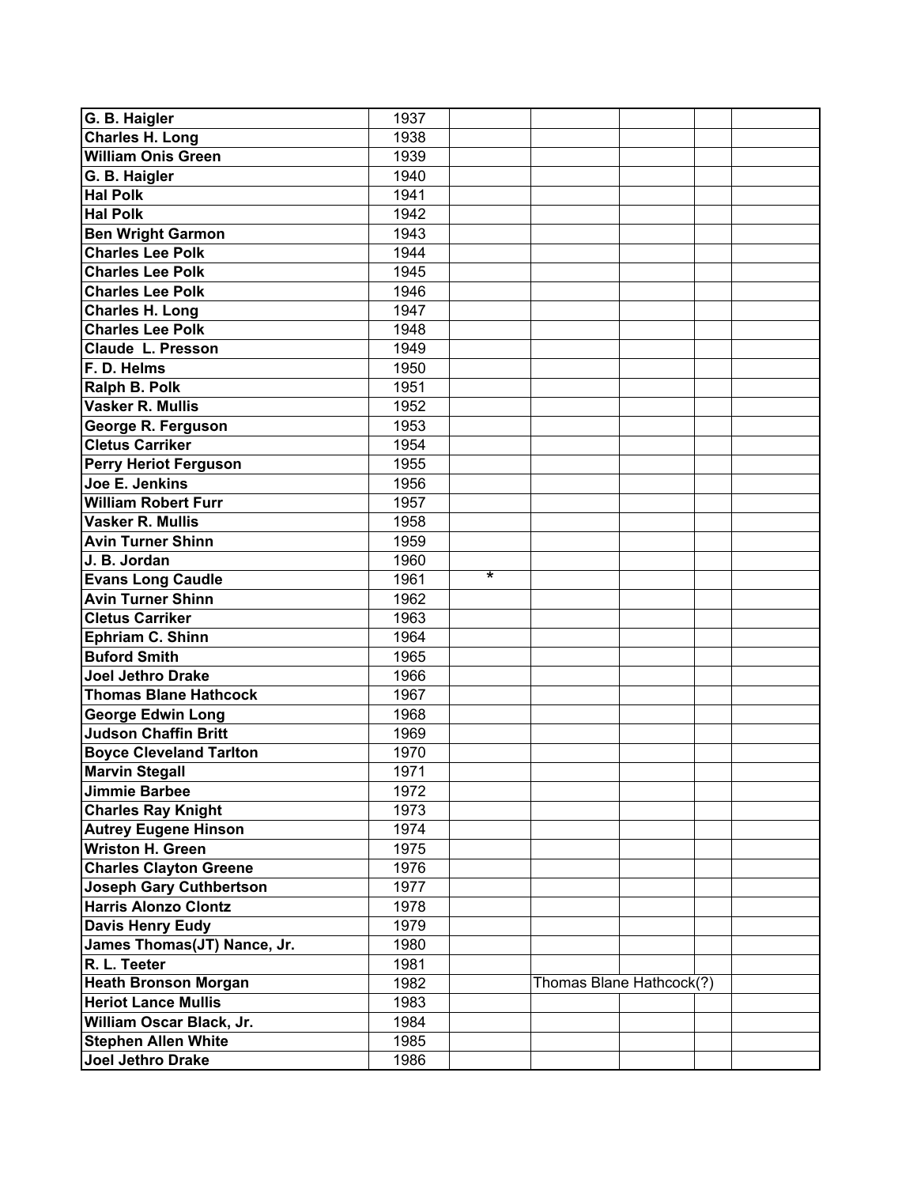| **G. B. Haigler** | 1937 | | | | | |
|---|---|---|---|---|---|---|
| **Charles H. Long** | 1938 | | | | | |
| **William Onis Green** | 1939 | | | | | |
| **G. B. Haigler** | 1940 | | | | | |
| **Hal Polk** | 1941 | | | | | |
| **Hal Polk** | 1942 | | | | | |
| **Ben Wright Garmon** | 1943 | | | | | |
| **Charles Lee Polk** | 1944 | | | | | |
| **Charles Lee Polk** | 1945 | | | | | |
| **Charles Lee Polk** | 1946 | | | | | |
| **Charles H. Long** | 1947 | | | | | |
| **Charles Lee Polk** | 1948 | | | | | |
| **Claude L. Presson** | 1949 | | | | | |
| **F. D. Helms** | 1950 | | | | | |
| **Ralph B. Polk** | 1951 | | | | | |
| **Vasker R. Mullis** | 1952 | | | | | |
| **George R. Ferguson** | 1953 | | | | | |
| **Cletus Carriker** | 1954 | | | | | |
| **Perry Heriot Ferguson** | 1955 | | | | | |
| **Joe E. Jenkins** | 1956 | | | | | |
| **William Robert Furr** | 1957 | | | | | |
| **Vasker R. Mullis** | 1958 | | | | | |
| **Avin Turner Shinn** | 1959 | | | | | |
| **J. B. Jordan** | 1960 | | | | | |
| **Evans Long Caudle** | 1961 | * | | | | |
| **Avin Turner Shinn** | 1962 | | | | | |
| **Cletus Carriker** | 1963 | | | | | |
| **Ephriam C. Shinn** | 1964 | | | | | |
| **Buford Smith** | 1965 | | | | | |
| **Joel Jethro Drake** | 1966 | | | | | |
| **Thomas Blane Hathcock** | 1967 | | | | | |
| **George Edwin Long** | 1968 | | | | | |
| **Judson Chaffin Britt** | 1969 | | | | | |
| **Boyce Cleveland Tarlton** | 1970 | | | | | |
| **Marvin Stegall** | 1971 | | | | | |
| **Jimmie Barbee** | 1972 | | | | | |
| **Charles Ray Knight** | 1973 | | | | | |
| **Autrey Eugene Hinson** | 1974 | | | | | |
| **Wriston H. Green** | 1975 | | | | | |
| **Charles Clayton Greene** | 1976 | | | | | |
| **Joseph Gary Cuthbertson** | 1977 | | | | | |
| **Harris Alonzo Clontz** | 1978 | | | | | |
| **Davis Henry Eudy** | 1979 | | | | | |
| **James Thomas(JT) Nance, Jr.** | 1980 | | | | | |
| **R. L. Teeter** | 1981 | | | | | |
| **Heath Bronson Morgan** | 1982 | | Thomas Blane Hathcock(?) | | | |
| **Heriot Lance Mullis** | 1983 | | | | | |
| **William Oscar Black, Jr.** | 1984 | | | | | |
| **Stephen Allen White** | 1985 | | | | | |
| **Joel Jethro Drake** | 1986 | | | | | |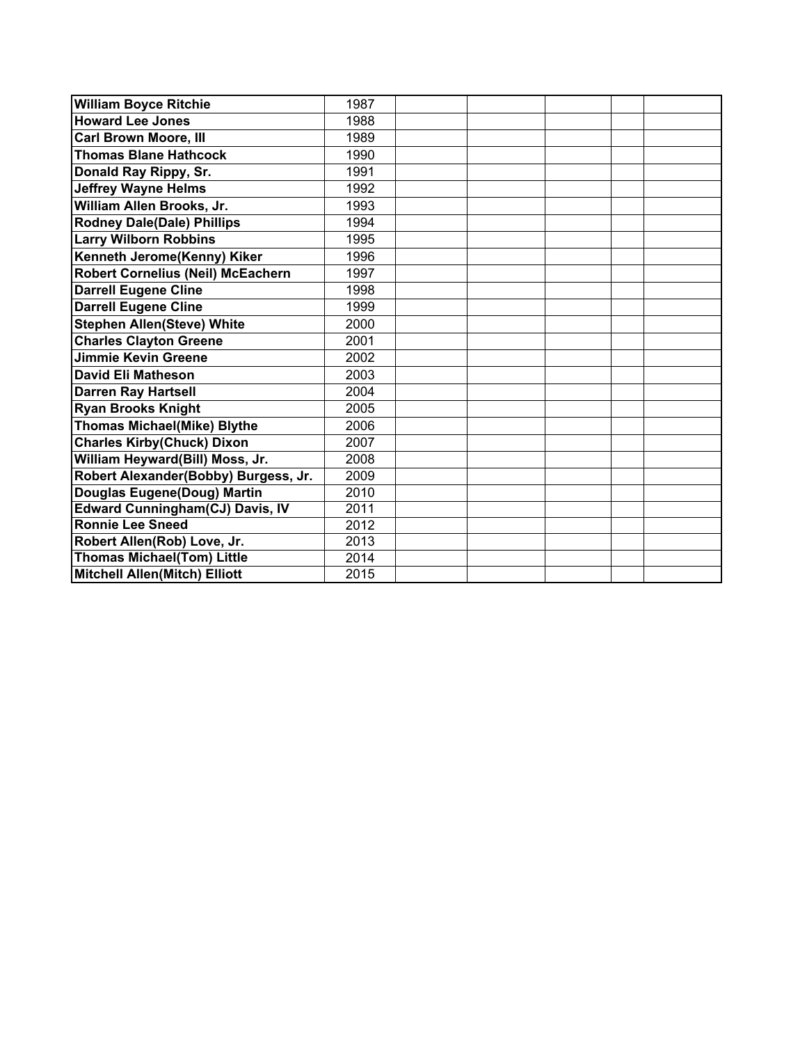| | | | | | | |
|---|---|---|---|---|---|---|
| **William Boyce Ritchie** | 1987 | | | | | |
| **Howard Lee Jones** | 1988 | | | | | |
| **Carl Brown Moore, III** | 1989 | | | | | |
| **Thomas Blane Hathcock** | 1990 | | | | | |
| **Donald Ray Rippy, Sr.** | 1991 | | | | | |
| **Jeffrey Wayne Helms** | 1992 | | | | | |
| **William Allen Brooks, Jr.** | 1993 | | | | | |
| **Rodney Dale(Dale) Phillips** | 1994 | | | | | |
| **Larry Wilborn Robbins** | 1995 | | | | | |
| **Kenneth Jerome(Kenny) Kiker** | 1996 | | | | | |
| **Robert Cornelius (Neil) McEachern** | 1997 | | | | | |
| **Darrell Eugene Cline** | 1998 | | | | | |
| **Darrell Eugene Cline** | 1999 | | | | | |
| **Stephen Allen(Steve) White** | 2000 | | | | | |
| **Charles Clayton Greene** | 2001 | | | | | |
| **Jimmie Kevin Greene** | 2002 | | | | | |
| **David Eli Matheson** | 2003 | | | | | |
| **Darren Ray Hartsell** | 2004 | | | | | |
| **Ryan Brooks Knight** | 2005 | | | | | |
| **Thomas Michael(Mike) Blythe** | 2006 | | | | | |
| **Charles Kirby(Chuck) Dixon** | 2007 | | | | | |
| **William Heyward(Bill) Moss, Jr.** | 2008 | | | | | |
| **Robert Alexander(Bobby) Burgess, Jr.** | 2009 | | | | | |
| **Douglas Eugene(Doug) Martin** | 2010 | | | | | |
| **Edward Cunningham(CJ) Davis, IV** | 2011 | | | | | |
| **Ronnie Lee Sneed** | 2012 | | | | | |
| **Robert Allen(Rob) Love, Jr.** | 2013 | | | | | |
| **Thomas Michael(Tom) Little** | 2014 | | | | | |
| **Mitchell Allen(Mitch) Elliott** | 2015 | | | | | |